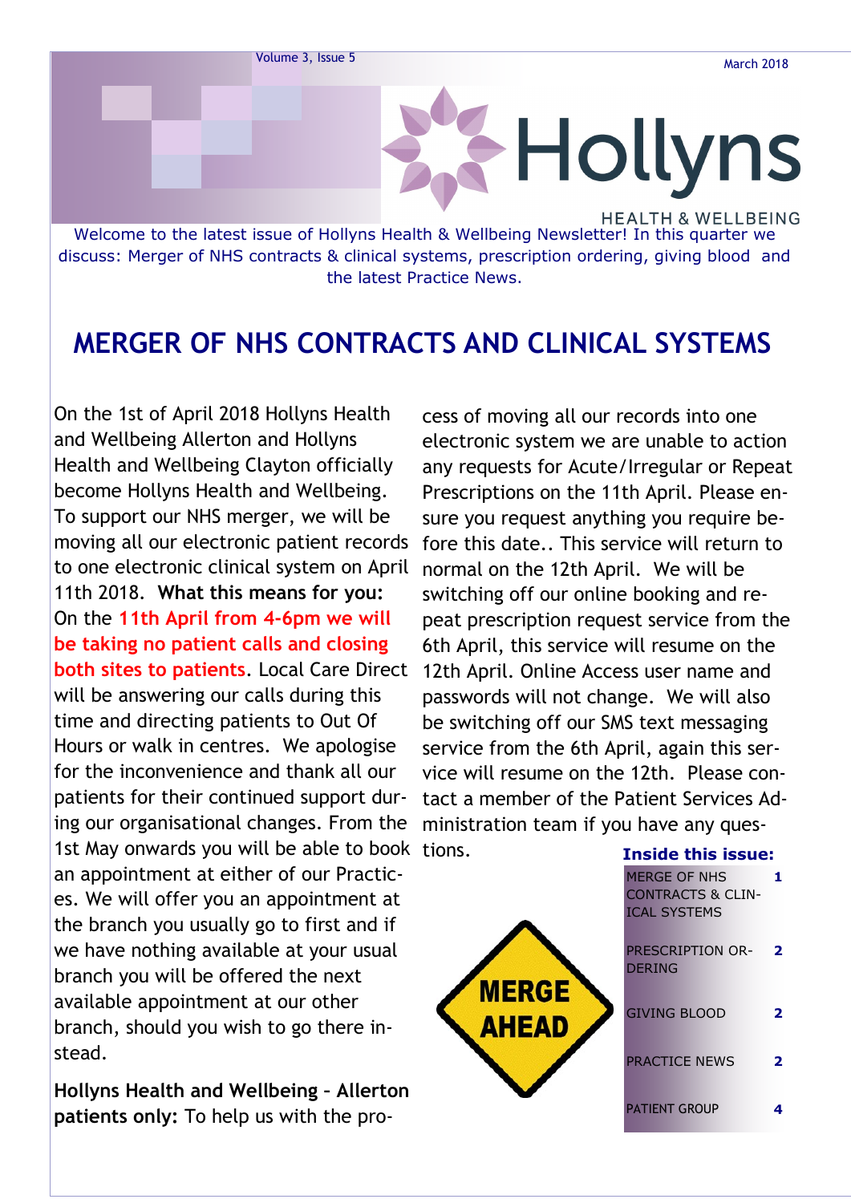# Hollyns

HEALTH & WELLBEING

March 2018

Welcome to the latest issue of Hollyns Health & Wellbeing Newsletter! In this quarter we discuss: Merger of NHS contracts & clinical systems, prescription ordering, giving blood and the latest Practice News.

## MERGER OF NHS CONTRACTS AND CLINICAL SYSTEMS

On the 1st of April 2018 Hollyns Health and Wellbeing Allerton and Hollyns Health and Wellbeing Clayton officially become Hollyns Health and Wellbeing. To support our NHS merger, we will be moving all our electronic patient records to one electronic clinical system on April 11th 2018. **What this means for you:** On the **11th April from 4-6pm we will be taking no patient calls and closing both sites to patients**. Local Care Direct will be answering our calls during this time and directing patients to Out Of Hours or walk in centres. We apologise for the inconvenience and thank all our patients for their continued support during our organisational changes. From the 1st May onwards you will be able to book an appointment at either of our Practices. We will offer you an appointment at the branch you usually go to first and if we have nothing available at your usual branch you will be offered the next available appointment at our other branch, should you wish to go there instead.

**Hollyns Health and Wellbeing – Allerton patients only:** To help us with the process of moving all our records into one electronic system we are unable to action any requests for Acute/Irregular or Repeat Prescriptions on the 11th April. Please ensure you request anything you require before this date.. This service will return to normal on the 12th April. We will be switching off our online booking and repeat prescription request service from the 6th April, this service will resume on the 12th April. Online Access user name and passwords will not change. We will also be switching off our SMS text messaging service from the 6th April, again this service will resume on the 12th. Please contact a member of the Patient Services Administration team if you have any questions.

MERGE AHEAD

**Inside this issue:**

| | |
|---|---|
| MERGE OF NHS CONTRACTS & CLINICAL SYSTEMS | 1 |
| PRESCRIPTION ORDERING | 2 |
| GIVING BLOOD | 2 |
| PRACTICE NEWS | 2 |
| PATIENT GROUP | 4 |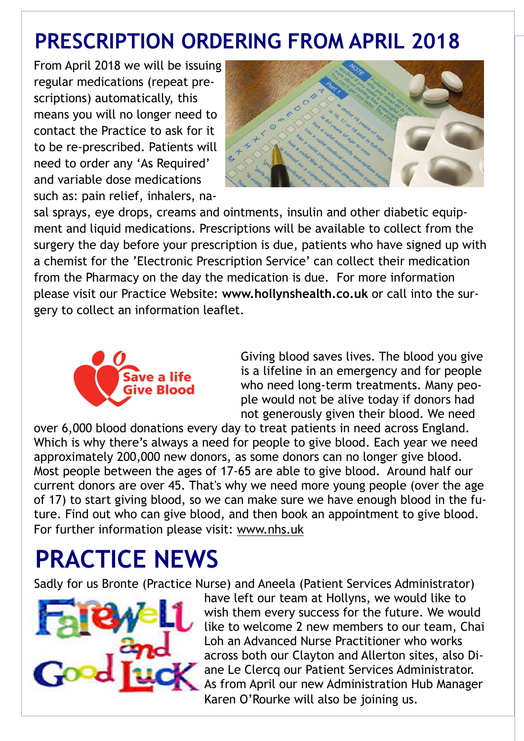# PRESCRIPTION ORDERING FROM APRIL 2018

From April 2018 we will be issuing regular medications (repeat prescriptions) automatically, this means you will no longer need to contact the Practice to ask for it to be re-prescribed. Patients will need to order any 'As Required' and variable dose medications such as: pain relief, inhalers, nasal sprays, eye drops, creams and ointments, insulin and other diabetic equipment and liquid medications. Prescriptions will be available to collect from the surgery the day before your prescription is due, patients who have signed up with a chemist for the 'Electronic Prescription Service' can collect their medication from the Pharmacy on the day the medication is due. For more information please visit our Practice Website: **www.hollynshealth.co.uk** or call into the surgery to collect an information leaflet.

Save a life Give Blood

Giving blood saves lives. The blood you give is a lifeline in an emergency and for people who need long-term treatments. Many people would not be alive today if donors had not generously given their blood. We need over 6,000 blood donations every day to treat patients in need across England. Which is why there's always a need for people to give blood. Each year we need approximately 200,000 new donors, as some donors can no longer give blood. Most people between the ages of 17-65 are able to give blood. Around half our current donors are over 45. That's why we need more young people (over the age of 17) to start giving blood, so we can make sure we have enough blood in the future. Find out who can give blood, and then book an appointment to give blood. For further information please visit: www.nhs.uk

# PRACTICE NEWS

Farewell and Good Luck

Sadly for us Bronte (Practice Nurse) and Aneela (Patient Services Administrator) have left our team at Hollyns, we would like to wish them every success for the future. We would like to welcome 2 new members to our team, Chai Loh an Advanced Nurse Practitioner who works across both our Clayton and Allerton sites, also Diane Le Clercq our Patient Services Administrator. As from April our new Administration Hub Manager Karen O'Rourke will also be joining us.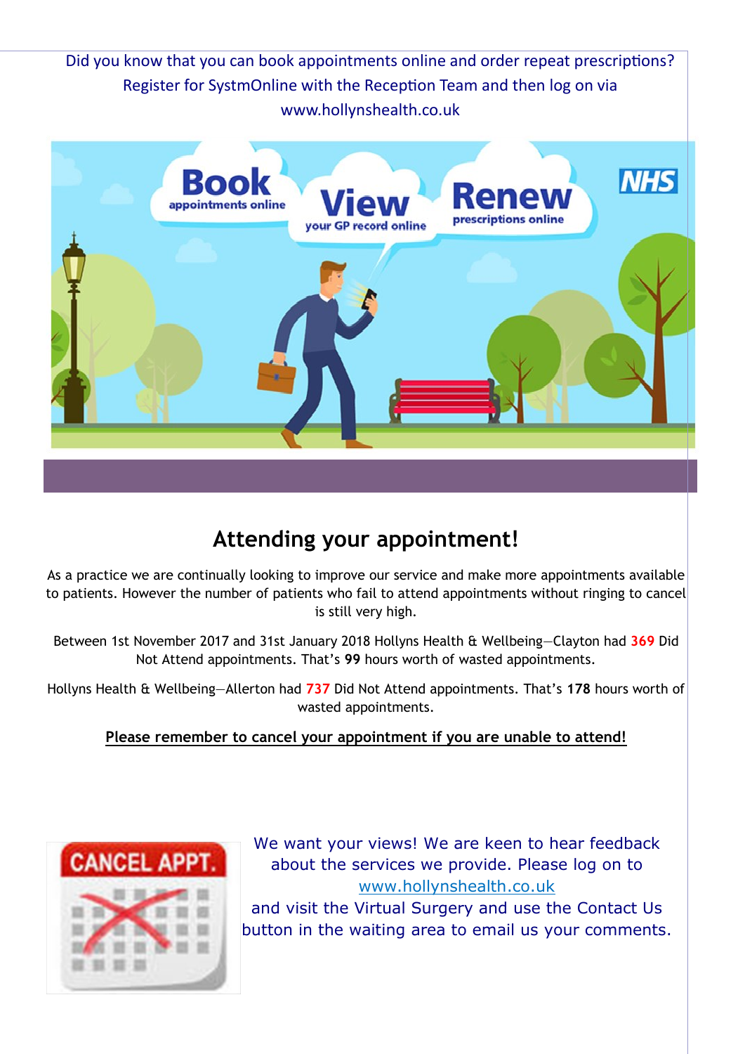Did you know that you can book appointments online and order repeat prescriptions? Register for SystmOnline with the Reception Team and then log on via www.hollynshealth.co.uk

## Attending your appointment!

As a practice we are continually looking to improve our service and make more appointments available to patients. However the number of patients who fail to attend appointments without ringing to cancel is still very high.

Between 1st November 2017 and 31st January 2018 Hollyns Health & Wellbeing—Clayton had **369** Did Not Attend appointments. That's **99** hours worth of wasted appointments.

Hollyns Health & Wellbeing—Allerton had **737** Did Not Attend appointments. That's **178** hours worth of wasted appointments.

**Please remember to cancel your appointment if you are unable to attend!**

We want your views! We are keen to hear feedback about the services we provide. Please log on to www.hollynshealth.co.uk and visit the Virtual Surgery and use the Contact Us button in the waiting area to email us your comments.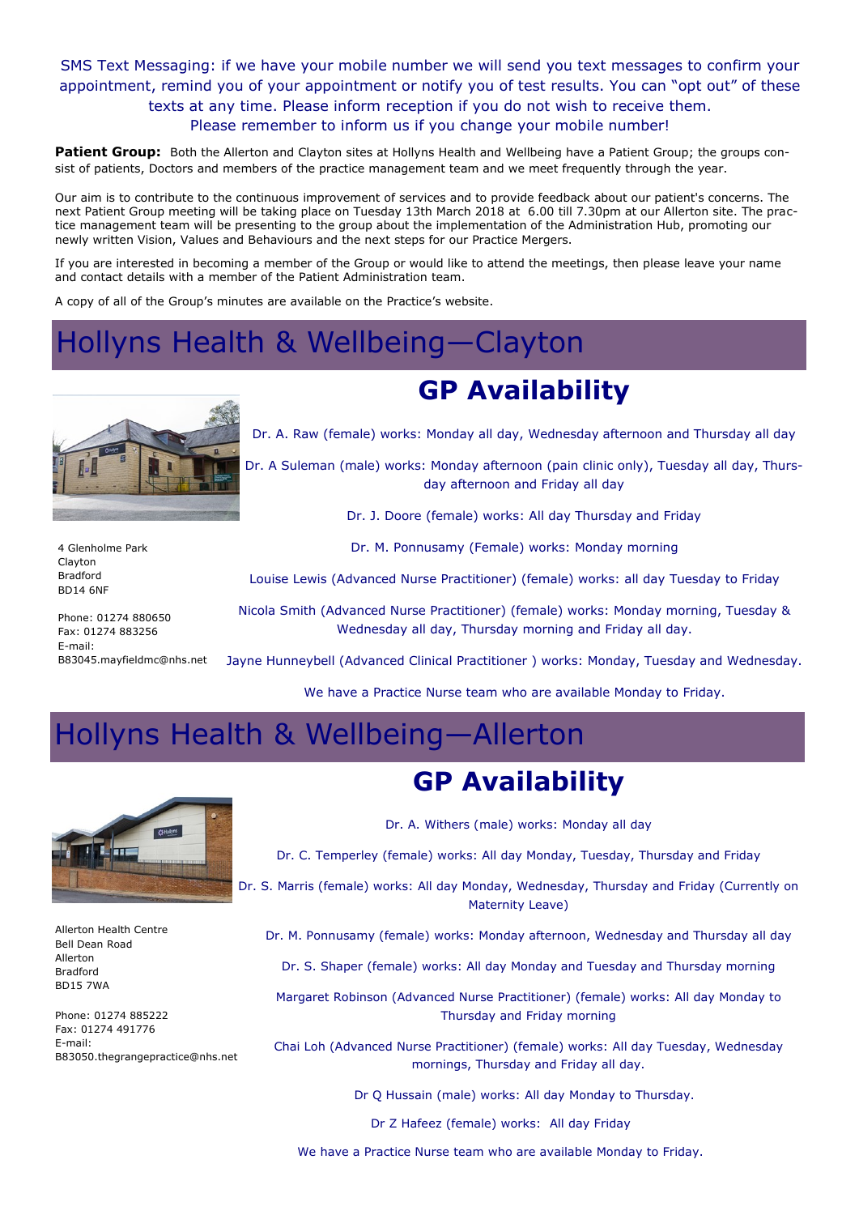SMS Text Messaging: if we have your mobile number we will send you text messages to confirm your appointment, remind you of your appointment or notify you of test results. You can "opt out" of these texts at any time. Please inform reception if you do not wish to receive them.
Please remember to inform us if you change your mobile number!

**Patient Group:** Both the Allerton and Clayton sites at Hollyns Health and Wellbeing have a Patient Group; the groups consist of patients, Doctors and members of the practice management team and we meet frequently through the year.

Our aim is to contribute to the continuous improvement of services and to provide feedback about our patient's concerns. The next Patient Group meeting will be taking place on Tuesday 13th March 2018 at 6.00 till 7.30pm at our Allerton site. The practice management team will be presenting to the group about the implementation of the Administration Hub, promoting our newly written Vision, Values and Behaviours and the next steps for our Practice Mergers.

If you are interested in becoming a member of the Group or would like to attend the meetings, then please leave your name and contact details with a member of the Patient Administration team.

A copy of all of the Group's minutes are available on the Practice's website.

# Hollyns Health & Wellbeing—Clayton

## GP Availability

Dr. A. Raw (female) works: Monday all day, Wednesday afternoon and Thursday all day

Dr. A Suleman (male) works: Monday afternoon (pain clinic only), Tuesday all day, Thursday afternoon and Friday all day

Dr. J. Doore (female) works: All day Thursday and Friday

Dr. M. Ponnusamy (Female) works: Monday morning

Louise Lewis (Advanced Nurse Practitioner) (female) works: all day Tuesday to Friday

Nicola Smith (Advanced Nurse Practitioner) (female) works: Monday morning, Tuesday & Wednesday all day, Thursday morning and Friday all day.

Jayne Hunneybell (Advanced Clinical Practitioner ) works: Monday, Tuesday and Wednesday.

We have a Practice Nurse team who are available Monday to Friday.

4 Glenholme Park
Clayton
Bradford
BD14 6NF

Phone: 01274 880650
Fax: 01274 883256
E-mail:
B83045.mayfieldmc@nhs.net

# Hollyns Health & Wellbeing—Allerton

## GP Availability

Dr. A. Withers (male) works: Monday all day

Dr. C. Temperley (female) works: All day Monday, Tuesday, Thursday and Friday

Dr. S. Marris (female) works: All day Monday, Wednesday, Thursday and Friday (Currently on Maternity Leave)

Dr. M. Ponnusamy (female) works: Monday afternoon, Wednesday and Thursday all day

Dr. S. Shaper (female) works: All day Monday and Tuesday and Thursday morning

Margaret Robinson (Advanced Nurse Practitioner) (female) works: All day Monday to Thursday and Friday morning

Chai Loh (Advanced Nurse Practitioner) (female) works: All day Tuesday, Wednesday mornings, Thursday and Friday all day.

Dr Q Hussain (male) works: All day Monday to Thursday.

Dr Z Hafeez (female) works: All day Friday

We have a Practice Nurse team who are available Monday to Friday.

Allerton Health Centre
Bell Dean Road
Allerton
Bradford
BD15 7WA

Phone: 01274 885222
Fax: 01274 491776
E-mail:
B83050.thegrangepractice@nhs.net